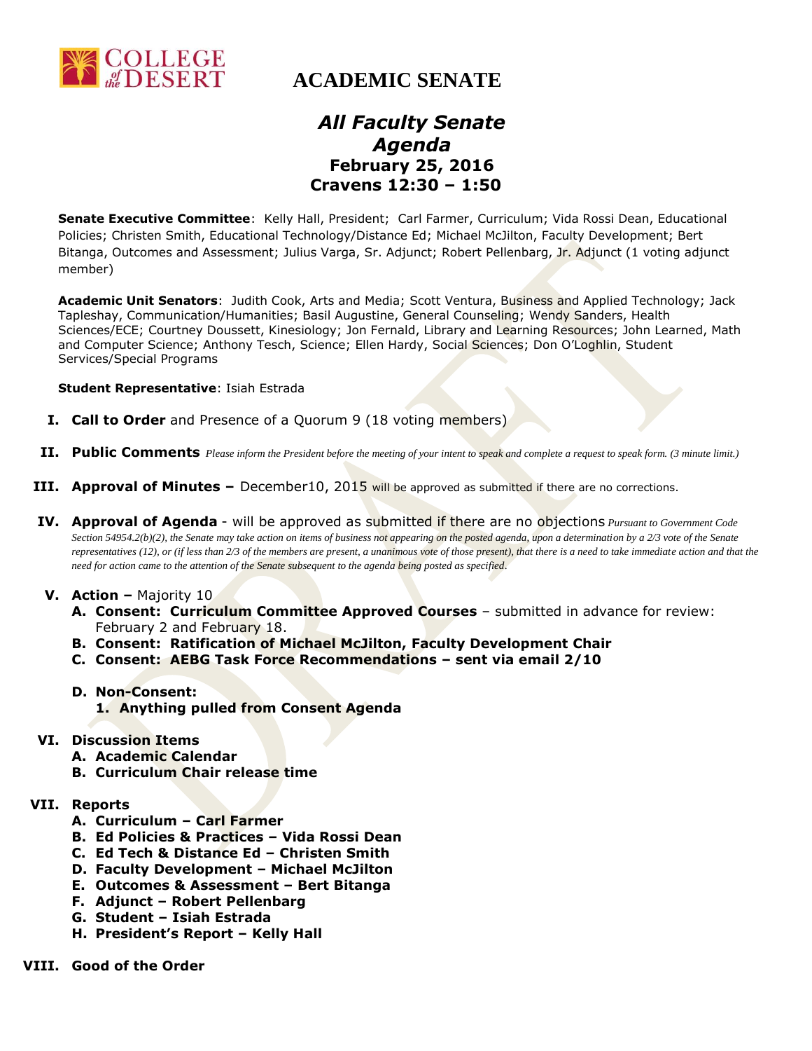# ACADEMIC SENATE

## *All Faculty Senate Agenda*

### February 25, 2016
### Cravens 12:30 – 1:50

**Senate Executive Committee**: Kelly Hall, President; Carl Farmer, Curriculum; Vida Rossi Dean, Educational Policies; Christen Smith, Educational Technology/Distance Ed; Michael McJilton, Faculty Development; Bert Bitanga, Outcomes and Assessment; Julius Varga, Sr. Adjunct; Robert Pellenbarg, Jr. Adjunct (1 voting adjunct member)

**Academic Unit Senators**: Judith Cook, Arts and Media; Scott Ventura, Business and Applied Technology; Jack Tapleshay, Communication/Humanities; Basil Augustine, General Counseling; Wendy Sanders, Health Sciences/ECE; Courtney Doussett, Kinesiology; Jon Fernald, Library and Learning Resources; John Learned, Math and Computer Science; Anthony Tesch, Science; Ellen Hardy, Social Sciences; Don O'Loghlin, Student Services/Special Programs

**Student Representative**: Isiah Estrada

I. **Call to Order** and Presence of a Quorum 9 (18 voting members)

II. **Public Comments** *Please inform the President before the meeting of your intent to speak and complete a request to speak form. (3 minute limit.)*

III. **Approval of Minutes –** December10, 2015 will be approved as submitted if there are no corrections.

IV. **Approval of Agenda** - will be approved as submitted if there are no objections *Pursuant to Government Code Section 54954.2(b)(2), the Senate may take action on items of business not appearing on the posted agenda, upon a determination by a 2/3 vote of the Senate representatives (12), or (if less than 2/3 of the members are present, a unanimous vote of those present), that there is a need to take immediate action and that the need for action came to the attention of the Senate subsequent to the agenda being posted as specified.*

V. **Action –** Majority 10
   A. **Consent: Curriculum Committee Approved Courses** – submitted in advance for review: February 2 and February 18.
   B. **Consent: Ratification of Michael McJilton, Faculty Development Chair**
   C. **Consent: AEBG Task Force Recommendations – sent via email 2/10**
   D. **Non-Consent:**
      1. **Anything pulled from Consent Agenda**

VI. **Discussion Items**
   A. **Academic Calendar**
   B. **Curriculum Chair release time**

VII. **Reports**
   A. **Curriculum – Carl Farmer**
   B. **Ed Policies & Practices – Vida Rossi Dean**
   C. **Ed Tech & Distance Ed – Christen Smith**
   D. **Faculty Development – Michael McJilton**
   E. **Outcomes & Assessment – Bert Bitanga**
   F. **Adjunct – Robert Pellenbarg**
   G. **Student – Isiah Estrada**
   H. **President's Report – Kelly Hall**

VIII. **Good of the Order**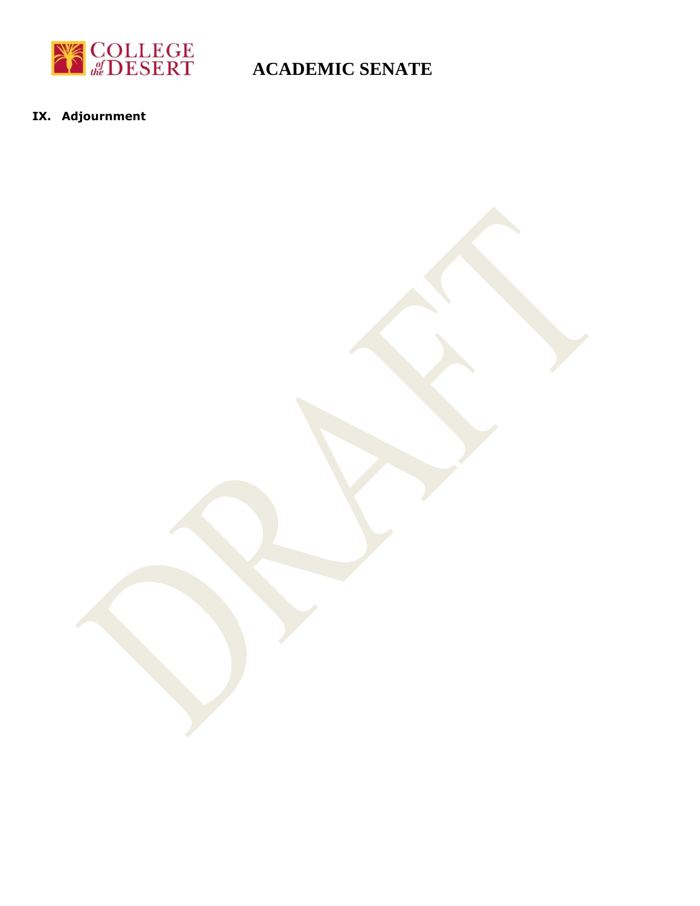**IX. Adjournment**